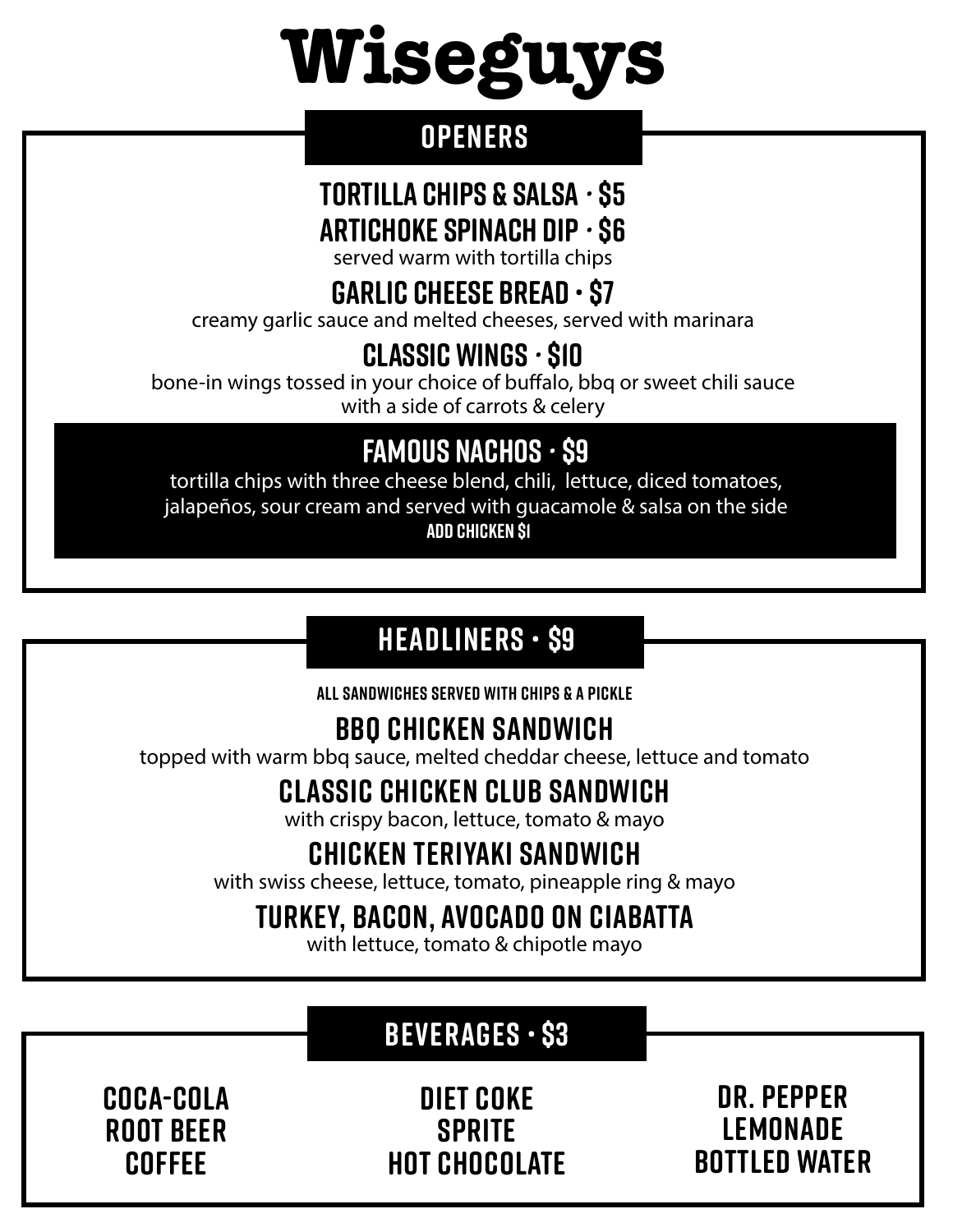# Wiseguys

## OPENERS

### TORTILLA CHIPS & SALSA · $5

### ARTICHOKE SPINACH DIP · $6

served warm with tortilla chips

### GARLIC CHEESE BREAD • $7

creamy garlic sauce and melted cheeses, served with marinara

### CLASSIC WINGS · $10

bone-in wings tossed in your choice of buffalo, bbq or sweet chili sauce with a side of carrots & celery

### FAMOUS NACHOS · $9

tortilla chips with three cheese blend, chili, lettuce, diced tomatoes, jalapeños, sour cream and served with guacamole & salsa on the side

**ADD CHICKEN $1**

## HEADLINERS • $9

**ALL SANDWICHES SERVED WITH CHIPS & A PICKLE**

### BBQ CHICKEN SANDWICH

topped with warm bbq sauce, melted cheddar cheese, lettuce and tomato

### CLASSIC CHICKEN CLUB SANDWICH

with crispy bacon, lettuce, tomato & mayo

### CHICKEN TERIYAKI SANDWICH

with swiss cheese, lettuce, tomato, pineapple ring & mayo

### TURKEY, BACON, AVOCADO ON CIABATTA

with lettuce, tomato & chipotle mayo

## BEVERAGES • $3

- COCA-COLA
- ROOT BEER
- COFFEE
- DIET COKE
- SPRITE
- HOT CHOCOLATE
- DR. PEPPER
- LEMONADE
- BOTTLED WATER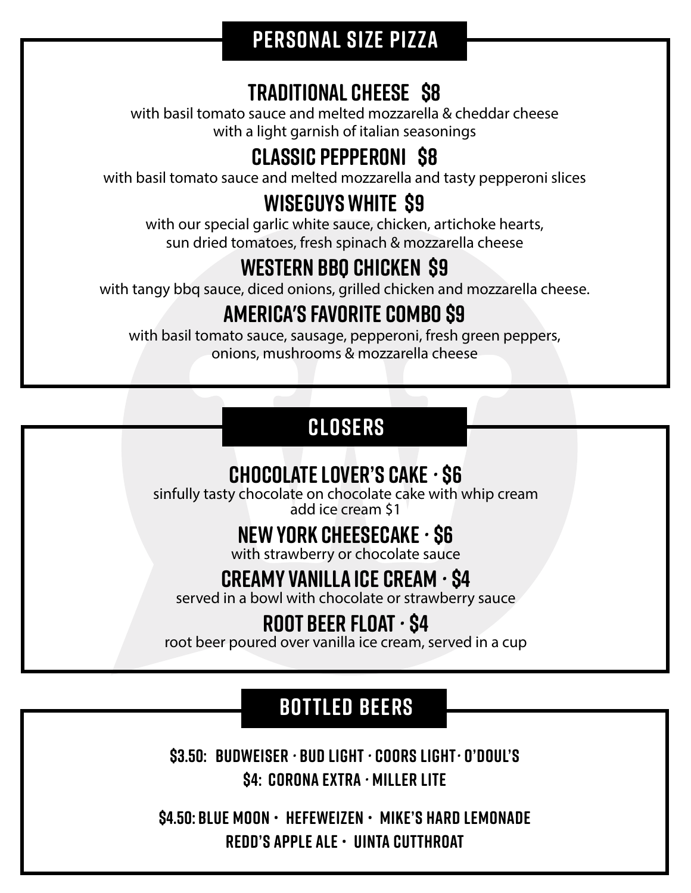## PERSONAL SIZE PIZZA

### TRADITIONAL CHEESE $8
with basil tomato sauce and melted mozzarella & cheddar cheese
with a light garnish of italian seasonings

### CLASSIC PEPPERONI $8
with basil tomato sauce and melted mozzarella and tasty pepperoni slices

### WISEGUYS WHITE $9
with our special garlic white sauce, chicken, artichoke hearts,
sun dried tomatoes, fresh spinach & mozzarella cheese

### WESTERN BBQ CHICKEN $9
with tangy bbq sauce, diced onions, grilled chicken and mozzarella cheese.

### AMERICA'S FAVORITE COMBO $9
with basil tomato sauce, sausage, pepperoni, fresh green peppers,
onions, mushrooms & mozzarella cheese

## CLOSERS

### CHOCOLATE LOVER'S CAKE · $6
sinfully tasty chocolate on chocolate cake with whip cream
add ice cream $1

### NEW YORK CHEESECAKE · $6
with strawberry or chocolate sauce

### CREAMY VANILLA ICE CREAM · $4
served in a bowl with chocolate or strawberry sauce

### ROOT BEER FLOAT · $4
root beer poured over vanilla ice cream, served in a cup

## BOTTLED BEERS

**$3.50: BUDWEISER · BUD LIGHT · COORS LIGHT · O'DOUL'S**
**$4: CORONA EXTRA · MILLER LITE**

**$4.50: BLUE MOON · HEFEWEIZEN · MIKE'S HARD LEMONADE**
**REDD'S APPLE ALE · UINTA CUTTHROAT**